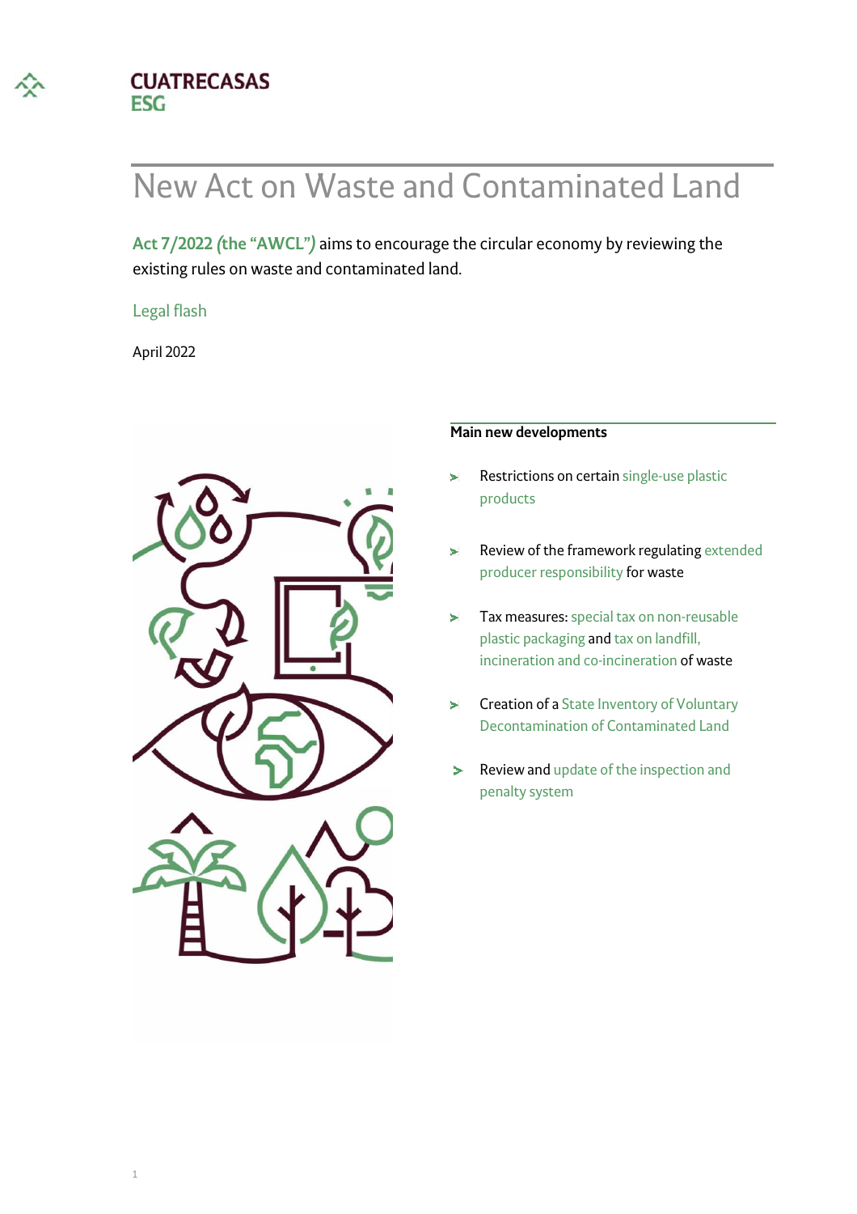CUATRECASAS
ESG

# New Act on Waste and Contaminated Land

**Act 7/2022 (the "AWCL")** aims to encourage the circular economy by reviewing the existing rules on waste and contaminated land.

Legal flash

April 2022

## Main new developments

- Restrictions on certain single-use plastic products
- Review of the framework regulating extended producer responsibility for waste
- Tax measures: special tax on non-reusable plastic packaging and tax on landfill, incineration and co-incineration of waste
- Creation of a State Inventory of Voluntary Decontamination of Contaminated Land
- Review and update of the inspection and penalty system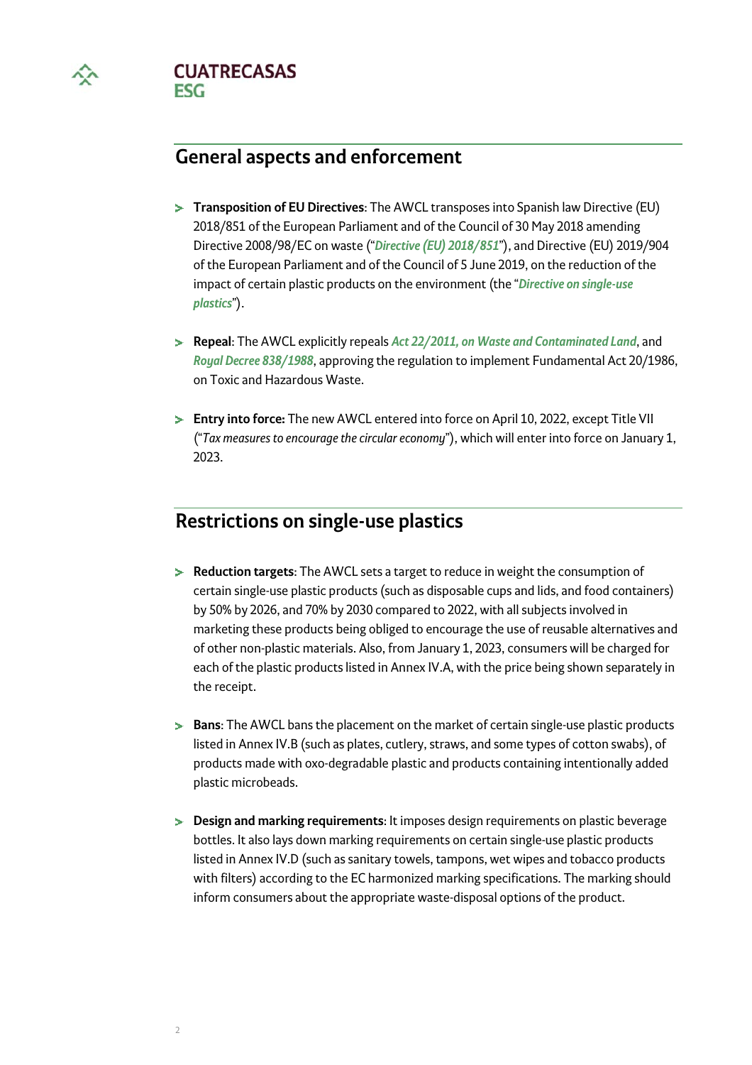## General aspects and enforcement

- **Transposition of EU Directives**: The AWCL transposes into Spanish law Directive (EU) 2018/851 of the European Parliament and of the Council of 30 May 2018 amending Directive 2008/98/EC on waste ("***Directive (EU) 2018/851***"), and Directive (EU) 2019/904 of the European Parliament and of the Council of 5 June 2019, on the reduction of the impact of certain plastic products on the environment (the "***Directive on single-use plastics***").

- **Repeal**: The AWCL explicitly repeals *Act 22/2011, on Waste and Contaminated Land*, and *Royal Decree 838/1988*, approving the regulation to implement Fundamental Act 20/1986, on Toxic and Hazardous Waste.

- **Entry into force:** The new AWCL entered into force on April 10, 2022, except Title VII ("*Tax measures to encourage the circular economy*"), which will enter into force on January 1, 2023.

## Restrictions on single-use plastics

- **Reduction targets**: The AWCL sets a target to reduce in weight the consumption of certain single-use plastic products (such as disposable cups and lids, and food containers) by 50% by 2026, and 70% by 2030 compared to 2022, with all subjects involved in marketing these products being obliged to encourage the use of reusable alternatives and of other non-plastic materials. Also, from January 1, 2023, consumers will be charged for each of the plastic products listed in Annex IV.A, with the price being shown separately in the receipt.

- **Bans**: The AWCL bans the placement on the market of certain single-use plastic products listed in Annex IV.B (such as plates, cutlery, straws, and some types of cotton swabs), of products made with oxo-degradable plastic and products containing intentionally added plastic microbeads.

- **Design and marking requirements**: It imposes design requirements on plastic beverage bottles. It also lays down marking requirements on certain single-use plastic products listed in Annex IV.D (such as sanitary towels, tampons, wet wipes and tobacco products with filters) according to the EC harmonized marking specifications. The marking should inform consumers about the appropriate waste-disposal options of the product.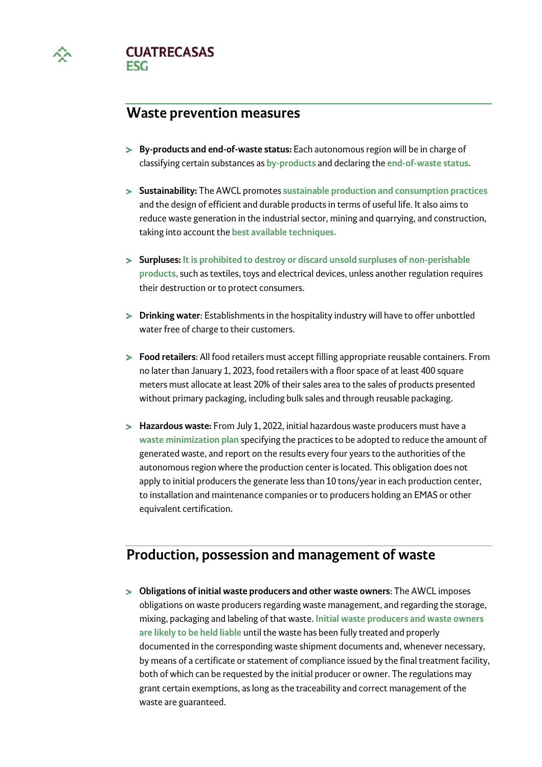## Waste prevention measures

- **By-products and end-of-waste status:** Each autonomous region will be in charge of classifying certain substances as by-products and declaring the end-of-waste status.
- **Sustainability:** The AWCL promotes sustainable production and consumption practices and the design of efficient and durable products in terms of useful life. It also aims to reduce waste generation in the industrial sector, mining and quarrying, and construction, taking into account the best available techniques.
- **Surpluses:** It is prohibited to destroy or discard unsold surpluses of non-perishable products, such as textiles, toys and electrical devices, unless another regulation requires their destruction or to protect consumers.
- **Drinking water**: Establishments in the hospitality industry will have to offer unbottled water free of charge to their customers.
- **Food retailers**: All food retailers must accept filling appropriate reusable containers. From no later than January 1, 2023, food retailers with a floor space of at least 400 square meters must allocate at least 20% of their sales area to the sales of products presented without primary packaging, including bulk sales and through reusable packaging.
- **Hazardous waste:** From July 1, 2022, initial hazardous waste producers must have a waste minimization plan specifying the practices to be adopted to reduce the amount of generated waste, and report on the results every four years to the authorities of the autonomous region where the production center is located. This obligation does not apply to initial producers the generate less than 10 tons/year in each production center, to installation and maintenance companies or to producers holding an EMAS or other equivalent certification.

## Production, possession and management of waste

- **Obligations of initial waste producers and other waste owners**: The AWCL imposes obligations on waste producers regarding waste management, and regarding the storage, mixing, packaging and labeling of that waste. Initial waste producers and waste owners are likely to be held liable until the waste has been fully treated and properly documented in the corresponding waste shipment documents and, whenever necessary, by means of a certificate or statement of compliance issued by the final treatment facility, both of which can be requested by the initial producer or owner. The regulations may grant certain exemptions, as long as the traceability and correct management of the waste are guaranteed.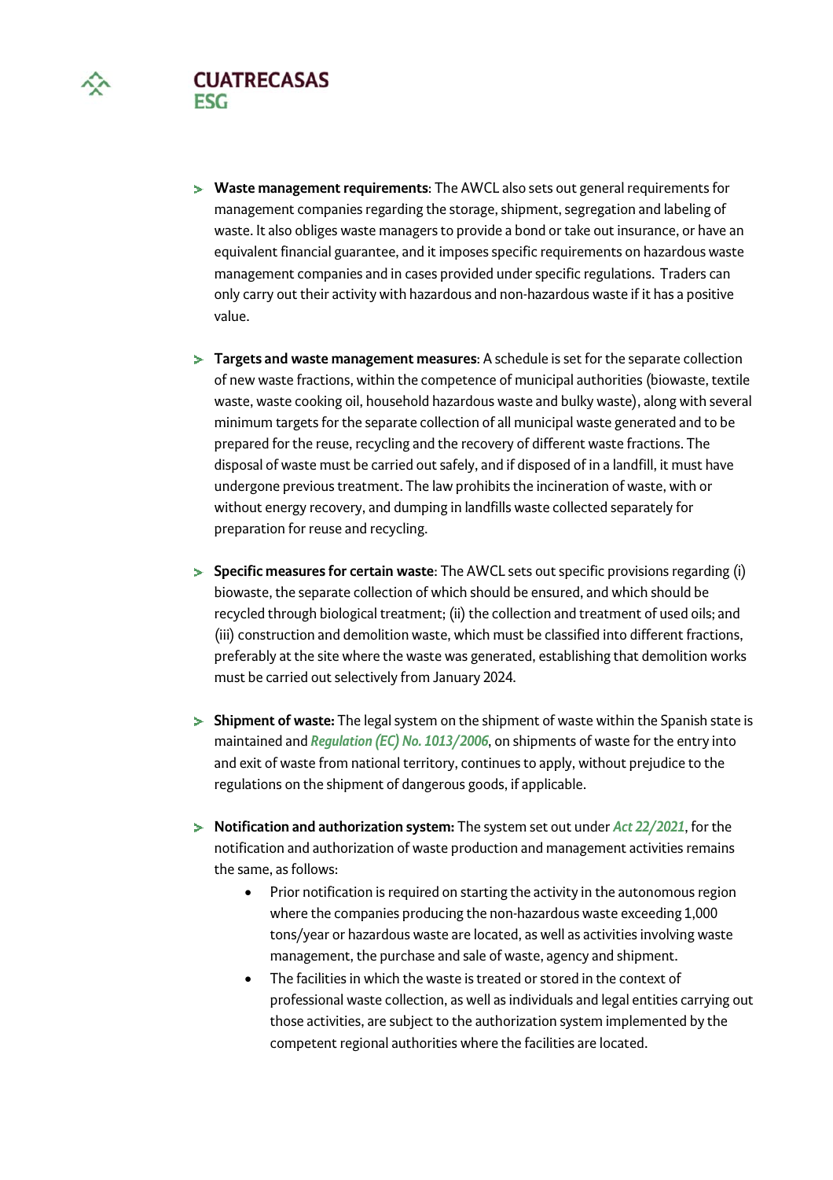- **Waste management requirements**: The AWCL also sets out general requirements for management companies regarding the storage, shipment, segregation and labeling of waste. It also obliges waste managers to provide a bond or take out insurance, or have an equivalent financial guarantee, and it imposes specific requirements on hazardous waste management companies and in cases provided under specific regulations. Traders can only carry out their activity with hazardous and non-hazardous waste if it has a positive value.

- **Targets and waste management measures**: A schedule is set for the separate collection of new waste fractions, within the competence of municipal authorities (biowaste, textile waste, waste cooking oil, household hazardous waste and bulky waste), along with several minimum targets for the separate collection of all municipal waste generated and to be prepared for the reuse, recycling and the recovery of different waste fractions. The disposal of waste must be carried out safely, and if disposed of in a landfill, it must have undergone previous treatment. The law prohibits the incineration of waste, with or without energy recovery, and dumping in landfills waste collected separately for preparation for reuse and recycling.

- **Specific measures for certain waste**: The AWCL sets out specific provisions regarding (i) biowaste, the separate collection of which should be ensured, and which should be recycled through biological treatment; (ii) the collection and treatment of used oils; and (iii) construction and demolition waste, which must be classified into different fractions, preferably at the site where the waste was generated, establishing that demolition works must be carried out selectively from January 2024.

- **Shipment of waste:** The legal system on the shipment of waste within the Spanish state is maintained and ***Regulation (EC) No. 1013/2006***, on shipments of waste for the entry into and exit of waste from national territory, continues to apply, without prejudice to the regulations on the shipment of dangerous goods, if applicable.

- **Notification and authorization system:** The system set out under ***Act 22/2021***, for the notification and authorization of waste production and management activities remains the same, as follows:
  - Prior notification is required on starting the activity in the autonomous region where the companies producing the non-hazardous waste exceeding 1,000 tons/year or hazardous waste are located, as well as activities involving waste management, the purchase and sale of waste, agency and shipment.
  - The facilities in which the waste is treated or stored in the context of professional waste collection, as well as individuals and legal entities carrying out those activities, are subject to the authorization system implemented by the competent regional authorities where the facilities are located.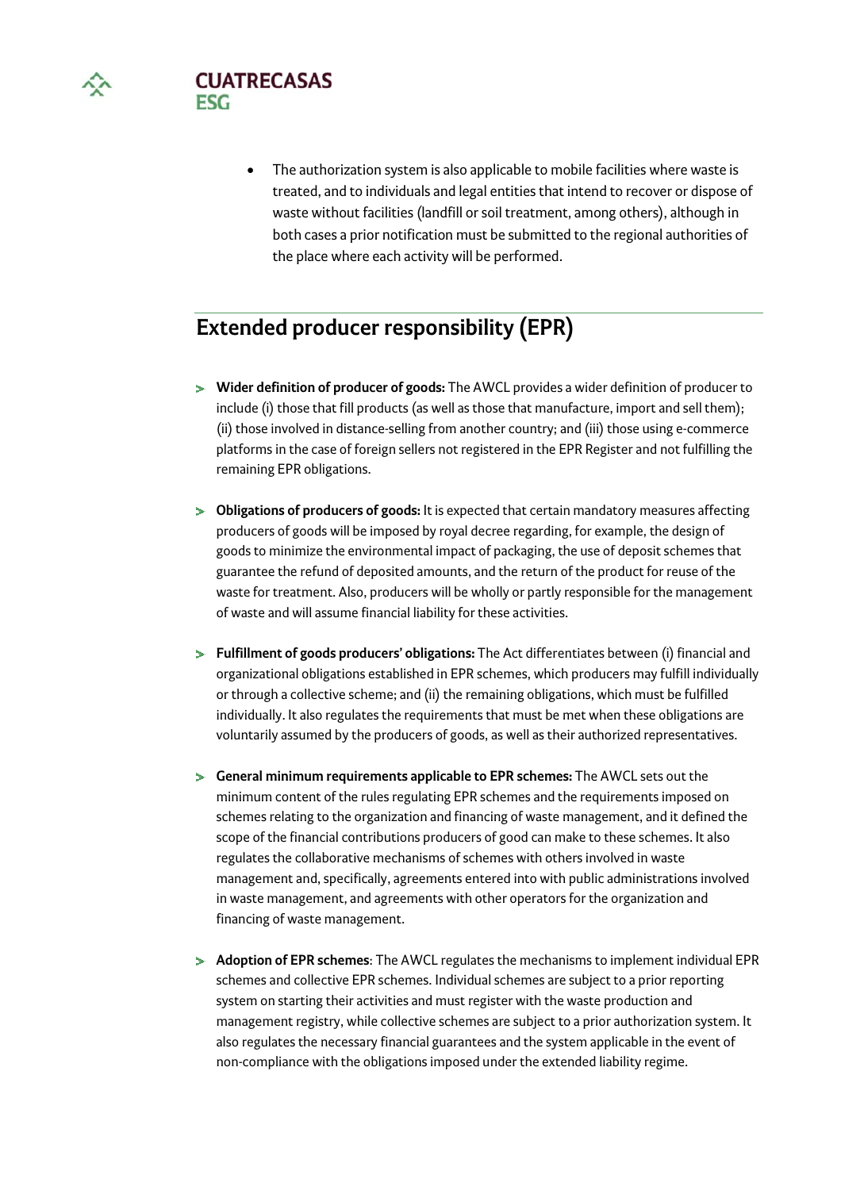- The authorization system is also applicable to mobile facilities where waste is treated, and to individuals and legal entities that intend to recover or dispose of waste without facilities (landfill or soil treatment, among others), although in both cases a prior notification must be submitted to the regional authorities of the place where each activity will be performed.

## Extended producer responsibility (EPR)

- **Wider definition of producer of goods:** The AWCL provides a wider definition of producer to include (i) those that fill products (as well as those that manufacture, import and sell them); (ii) those involved in distance-selling from another country; and (iii) those using e-commerce platforms in the case of foreign sellers not registered in the EPR Register and not fulfilling the remaining EPR obligations.

- **Obligations of producers of goods:** It is expected that certain mandatory measures affecting producers of goods will be imposed by royal decree regarding, for example, the design of goods to minimize the environmental impact of packaging, the use of deposit schemes that guarantee the refund of deposited amounts, and the return of the product for reuse of the waste for treatment. Also, producers will be wholly or partly responsible for the management of waste and will assume financial liability for these activities.

- **Fulfillment of goods producers' obligations:** The Act differentiates between (i) financial and organizational obligations established in EPR schemes, which producers may fulfill individually or through a collective scheme; and (ii) the remaining obligations, which must be fulfilled individually. It also regulates the requirements that must be met when these obligations are voluntarily assumed by the producers of goods, as well as their authorized representatives.

- **General minimum requirements applicable to EPR schemes:** The AWCL sets out the minimum content of the rules regulating EPR schemes and the requirements imposed on schemes relating to the organization and financing of waste management, and it defined the scope of the financial contributions producers of good can make to these schemes. It also regulates the collaborative mechanisms of schemes with others involved in waste management and, specifically, agreements entered into with public administrations involved in waste management, and agreements with other operators for the organization and financing of waste management.

- **Adoption of EPR schemes**: The AWCL regulates the mechanisms to implement individual EPR schemes and collective EPR schemes. Individual schemes are subject to a prior reporting system on starting their activities and must register with the waste production and management registry, while collective schemes are subject to a prior authorization system. It also regulates the necessary financial guarantees and the system applicable in the event of non-compliance with the obligations imposed under the extended liability regime.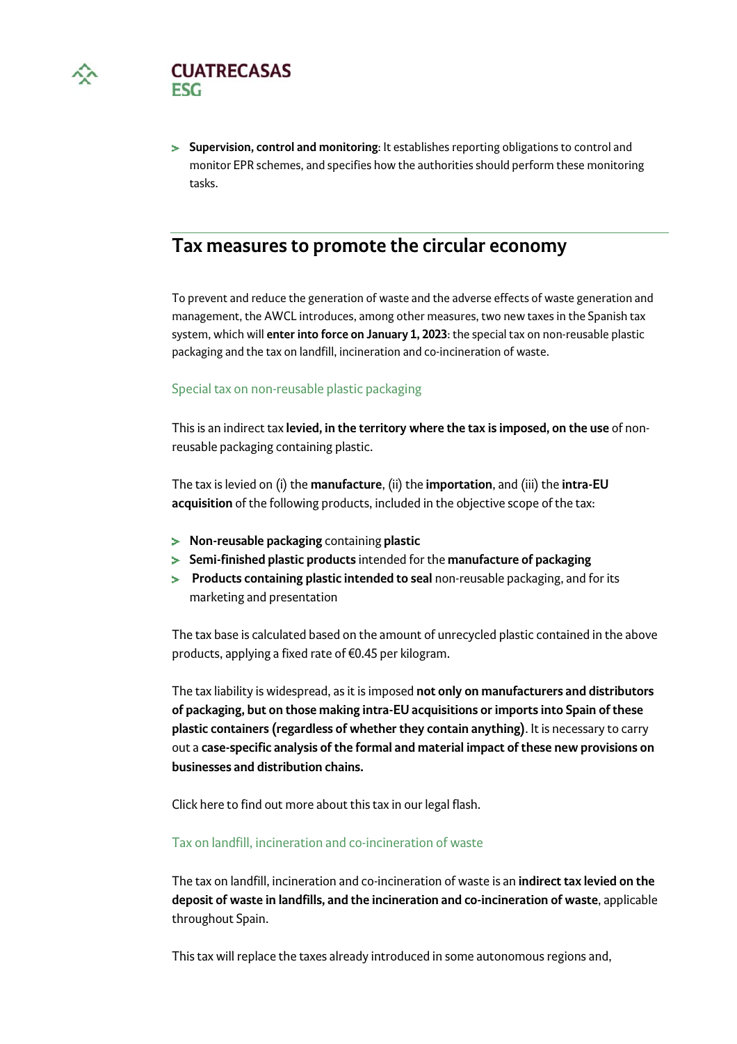- **Supervision, control and monitoring**: It establishes reporting obligations to control and monitor EPR schemes, and specifies how the authorities should perform these monitoring tasks.

## Tax measures to promote the circular economy

To prevent and reduce the generation of waste and the adverse effects of waste generation and management, the AWCL introduces, among other measures, two new taxes in the Spanish tax system, which will **enter into force on January 1, 2023**: the special tax on non-reusable plastic packaging and the tax on landfill, incineration and co-incineration of waste.

### Special tax on non-reusable plastic packaging

This is an indirect tax **levied, in the territory where the tax is imposed, on the use** of non-reusable packaging containing plastic.

The tax is levied on (i) the **manufacture**, (ii) the **importation**, and (iii) the **intra-EU acquisition** of the following products, included in the objective scope of the tax:

- **Non-reusable packaging** containing **plastic**
- **Semi-finished plastic products** intended for the **manufacture of packaging**
- **Products containing plastic intended to seal** non-reusable packaging, and for its marketing and presentation

The tax base is calculated based on the amount of unrecycled plastic contained in the above products, applying a fixed rate of €0.45 per kilogram.

The tax liability is widespread, as it is imposed **not only on manufacturers and distributors of packaging, but on those making intra-EU acquisitions or imports into Spain of these plastic containers (regardless of whether they contain anything)**. It is necessary to carry out a **case-specific analysis of the formal and material impact of these new provisions on businesses and distribution chains.**

Click here to find out more about this tax in our legal flash.

### Tax on landfill, incineration and co-incineration of waste

The tax on landfill, incineration and co-incineration of waste is an **indirect tax levied on the deposit of waste in landfills, and the incineration and co-incineration of waste**, applicable throughout Spain.

This tax will replace the taxes already introduced in some autonomous regions and,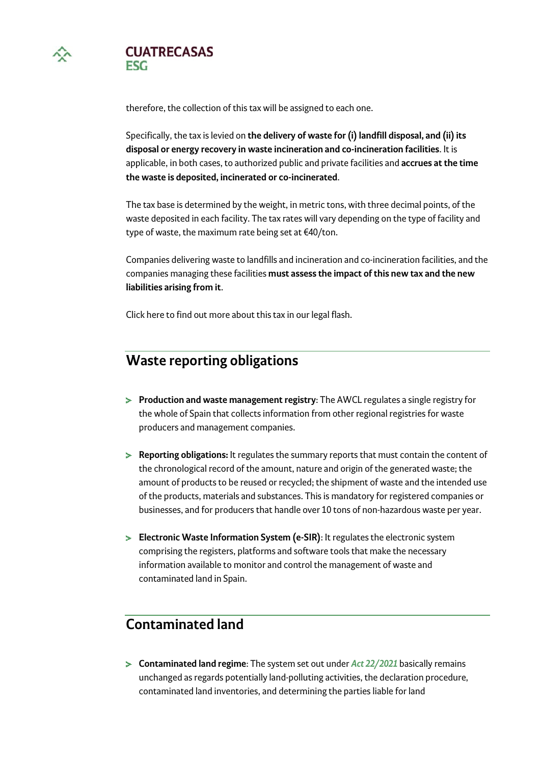therefore, the collection of this tax will be assigned to each one.

Specifically, the tax is levied on **the delivery of waste for (i) landfill disposal, and (ii) its disposal or energy recovery in waste incineration and co-incineration facilities**. It is applicable, in both cases, to authorized public and private facilities and **accrues at the time the waste is deposited, incinerated or co-incinerated**.

The tax base is determined by the weight, in metric tons, with three decimal points, of the waste deposited in each facility. The tax rates will vary depending on the type of facility and type of waste, the maximum rate being set at €40/ton.

Companies delivering waste to landfills and incineration and co-incineration facilities, and the companies managing these facilities **must assess the impact of this new tax and the new liabilities arising from it**.

Click here to find out more about this tax in our legal flash.

## Waste reporting obligations

- **Production and waste management registry**: The AWCL regulates a single registry for the whole of Spain that collects information from other regional registries for waste producers and management companies.
- **Reporting obligations:** It regulates the summary reports that must contain the content of the chronological record of the amount, nature and origin of the generated waste; the amount of products to be reused or recycled; the shipment of waste and the intended use of the products, materials and substances. This is mandatory for registered companies or businesses, and for producers that handle over 10 tons of non-hazardous waste per year.
- **Electronic Waste Information System (e-SIR)**: It regulates the electronic system comprising the registers, platforms and software tools that make the necessary information available to monitor and control the management of waste and contaminated land in Spain.

## Contaminated land

- **Contaminated land regime**: The system set out under ***Act 22/2021*** basically remains unchanged as regards potentially land-polluting activities, the declaration procedure, contaminated land inventories, and determining the parties liable for land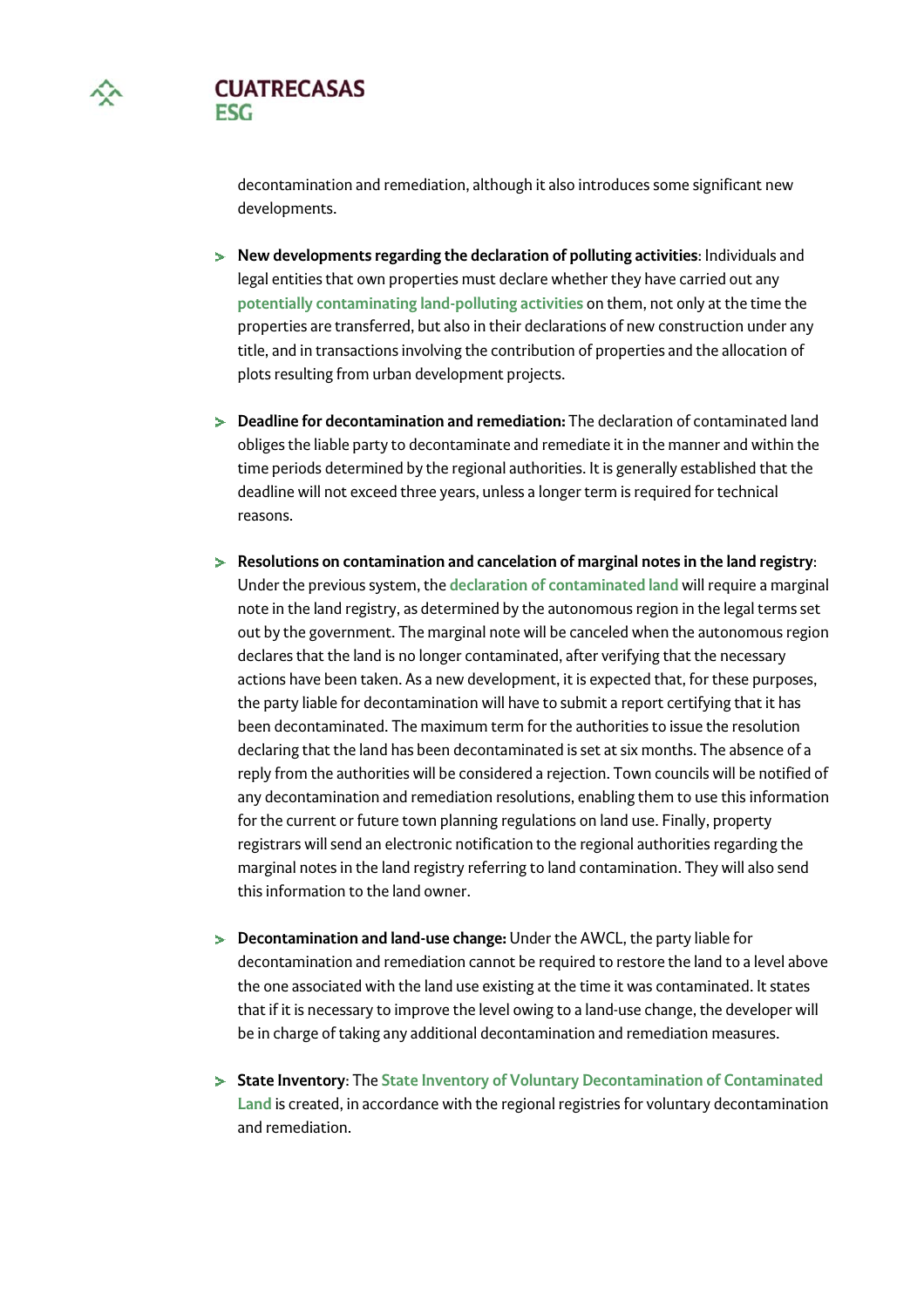decontamination and remediation, although it also introduces some significant new developments.

- **New developments regarding the declaration of polluting activities**: Individuals and legal entities that own properties must declare whether they have carried out any potentially contaminating land-polluting activities on them, not only at the time the properties are transferred, but also in their declarations of new construction under any title, and in transactions involving the contribution of properties and the allocation of plots resulting from urban development projects.

- **Deadline for decontamination and remediation:** The declaration of contaminated land obliges the liable party to decontaminate and remediate it in the manner and within the time periods determined by the regional authorities. It is generally established that the deadline will not exceed three years, unless a longer term is required for technical reasons.

- **Resolutions on contamination and cancelation of marginal notes in the land registry**: Under the previous system, the declaration of contaminated land will require a marginal note in the land registry, as determined by the autonomous region in the legal terms set out by the government. The marginal note will be canceled when the autonomous region declares that the land is no longer contaminated, after verifying that the necessary actions have been taken. As a new development, it is expected that, for these purposes, the party liable for decontamination will have to submit a report certifying that it has been decontaminated. The maximum term for the authorities to issue the resolution declaring that the land has been decontaminated is set at six months. The absence of a reply from the authorities will be considered a rejection. Town councils will be notified of any decontamination and remediation resolutions, enabling them to use this information for the current or future town planning regulations on land use. Finally, property registrars will send an electronic notification to the regional authorities regarding the marginal notes in the land registry referring to land contamination. They will also send this information to the land owner.

- **Decontamination and land-use change:** Under the AWCL, the party liable for decontamination and remediation cannot be required to restore the land to a level above the one associated with the land use existing at the time it was contaminated. It states that if it is necessary to improve the level owing to a land-use change, the developer will be in charge of taking any additional decontamination and remediation measures.

- **State Inventory**: The State Inventory of Voluntary Decontamination of Contaminated Land is created, in accordance with the regional registries for voluntary decontamination and remediation.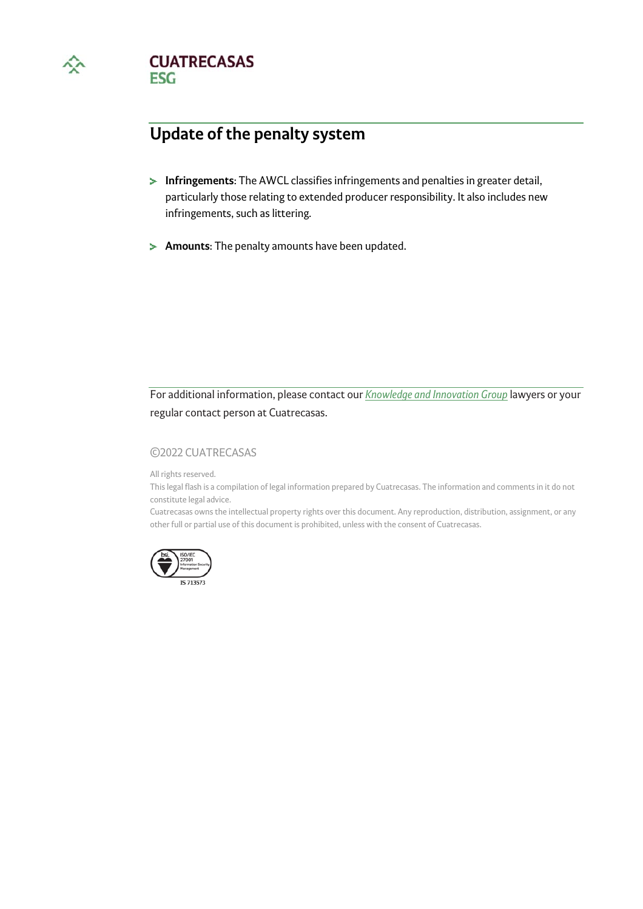## Update of the penalty system

- **Infringements**: The AWCL classifies infringements and penalties in greater detail, particularly those relating to extended producer responsibility. It also includes new infringements, such as littering.
- **Amounts**: The penalty amounts have been updated.

For additional information, please contact our *Knowledge and Innovation Group* lawyers or your regular contact person at Cuatrecasas.

©2022 CUATRECASAS

All rights reserved.

This legal flash is a compilation of legal information prepared by Cuatrecasas. The information and comments in it do not constitute legal advice.

Cuatrecasas owns the intellectual property rights over this document. Any reproduction, distribution, assignment, or any other full or partial use of this document is prohibited, unless with the consent of Cuatrecasas.

ISO/IEC 27001 Information Security Management

IS 713573